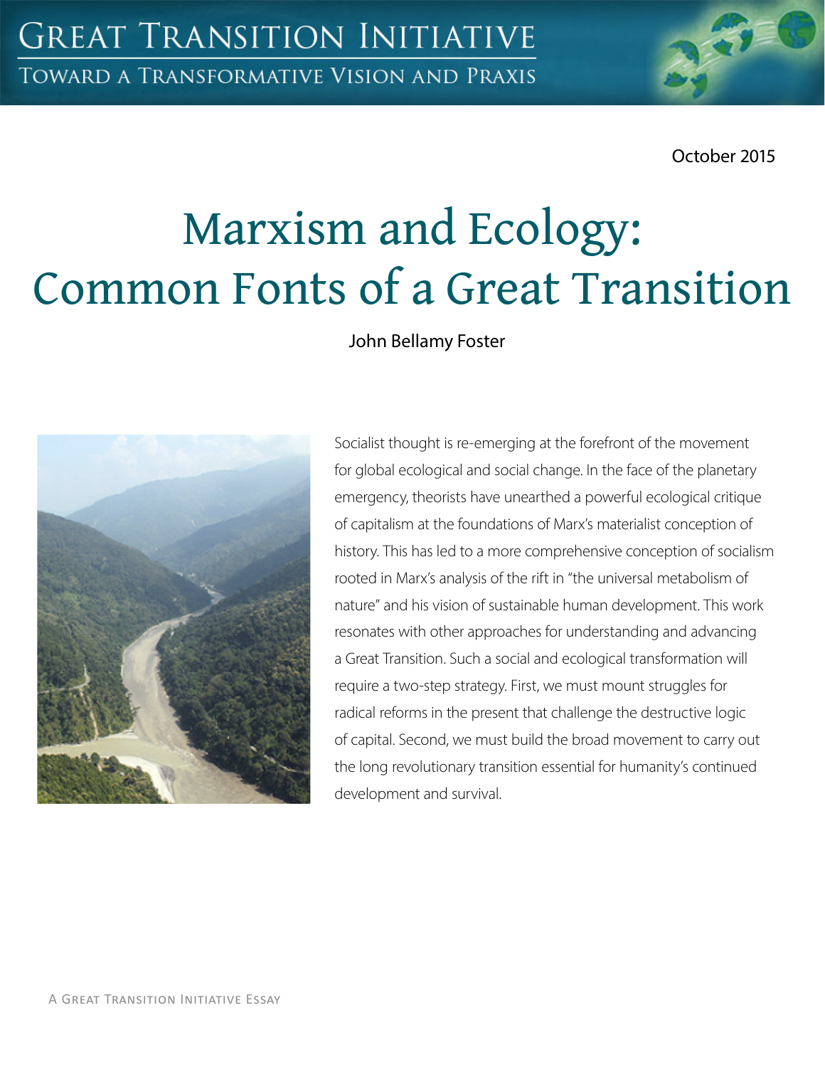October 2015

# Marxism and Ecology: Common Fonts of a Great Transition

John Bellamy Foster

Socialist thought is re-emerging at the forefront of the movement for global ecological and social change. In the face of the planetary emergency, theorists have unearthed a powerful ecological critique of capitalism at the foundations of Marx's materialist conception of history. This has led to a more comprehensive conception of socialism rooted in Marx's analysis of the rift in "the universal metabolism of nature" and his vision of sustainable human development. This work resonates with other approaches for understanding and advancing a Great Transition. Such a social and ecological transformation will require a two-step strategy. First, we must mount struggles for radical reforms in the present that challenge the destructive logic of capital. Second, we must build the broad movement to carry out the long revolutionary transition essential for humanity's continued development and survival.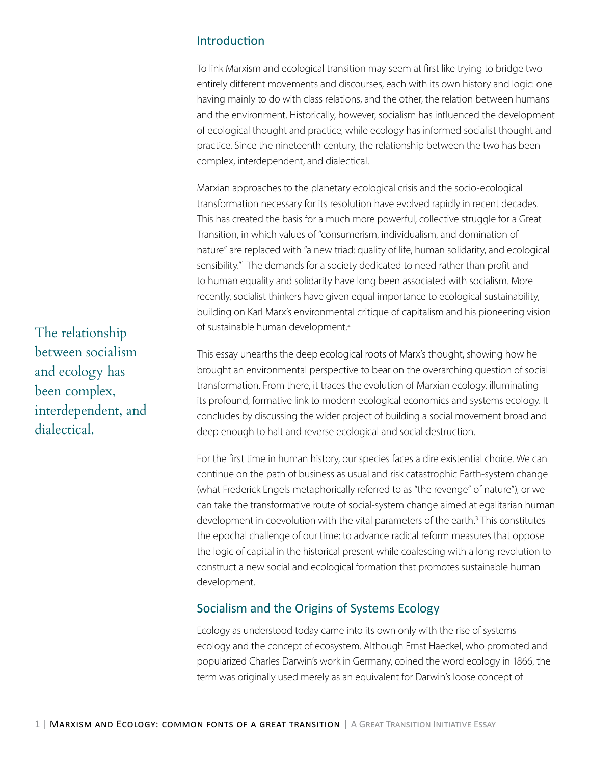## Introduction

To link Marxism and ecological transition may seem at first like trying to bridge two entirely different movements and discourses, each with its own history and logic: one having mainly to do with class relations, and the other, the relation between humans and the environment. Historically, however, socialism has influenced the development of ecological thought and practice, while ecology has informed socialist thought and practice. Since the nineteenth century, the relationship between the two has been complex, interdependent, and dialectical.

Marxian approaches to the planetary ecological crisis and the socio-ecological transformation necessary for its resolution have evolved rapidly in recent decades. This has created the basis for a much more powerful, collective struggle for a Great Transition, in which values of "consumerism, individualism, and domination of nature" are replaced with "a new triad: quality of life, human solidarity, and ecological sensibility."[1] The demands for a society dedicated to need rather than profit and to human equality and solidarity have long been associated with socialism. More recently, socialist thinkers have given equal importance to ecological sustainability, building on Karl Marx's environmental critique of capitalism and his pioneering vision of sustainable human development.[2]

> The relationship between socialism and ecology has been complex, interdependent, and dialectical.

This essay unearths the deep ecological roots of Marx's thought, showing how he brought an environmental perspective to bear on the overarching question of social transformation. From there, it traces the evolution of Marxian ecology, illuminating its profound, formative link to modern ecological economics and systems ecology. It concludes by discussing the wider project of building a social movement broad and deep enough to halt and reverse ecological and social destruction.

For the first time in human history, our species faces a dire existential choice. We can continue on the path of business as usual and risk catastrophic Earth-system change (what Frederick Engels metaphorically referred to as "the revenge" of nature"), or we can take the transformative route of social-system change aimed at egalitarian human development in coevolution with the vital parameters of the earth.[3] This constitutes the epochal challenge of our time: to advance radical reform measures that oppose the logic of capital in the historical present while coalescing with a long revolution to construct a new social and ecological formation that promotes sustainable human development.

## Socialism and the Origins of Systems Ecology

Ecology as understood today came into its own only with the rise of systems ecology and the concept of ecosystem. Although Ernst Haeckel, who promoted and popularized Charles Darwin's work in Germany, coined the word ecology in 1866, the term was originally used merely as an equivalent for Darwin's loose concept of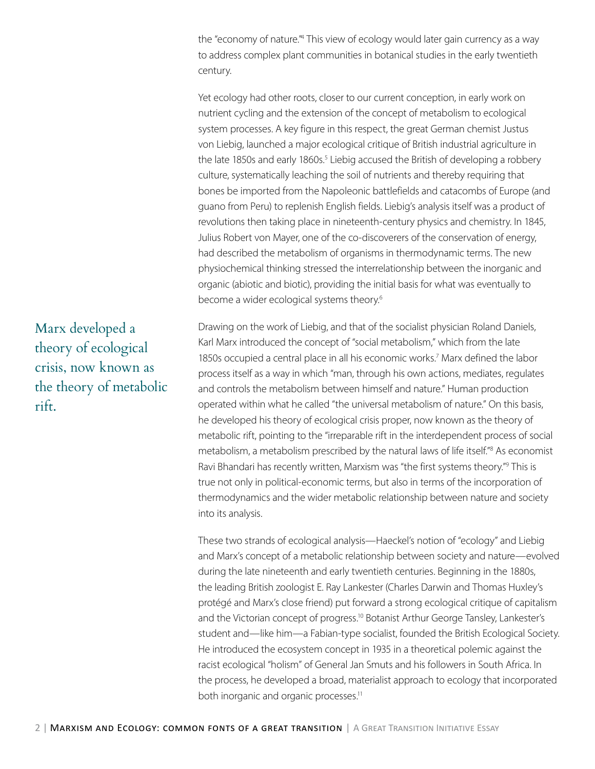the "economy of nature."[4] This view of ecology would later gain currency as a way to address complex plant communities in botanical studies in the early twentieth century.

Yet ecology had other roots, closer to our current conception, in early work on nutrient cycling and the extension of the concept of metabolism to ecological system processes. A key figure in this respect, the great German chemist Justus von Liebig, launched a major ecological critique of British industrial agriculture in the late 1850s and early 1860s.[5] Liebig accused the British of developing a robbery culture, systematically leaching the soil of nutrients and thereby requiring that bones be imported from the Napoleonic battlefields and catacombs of Europe (and guano from Peru) to replenish English fields. Liebig's analysis itself was a product of revolutions then taking place in nineteenth-century physics and chemistry. In 1845, Julius Robert von Mayer, one of the co-discoverers of the conservation of energy, had described the metabolism of organisms in thermodynamic terms. The new physiochemical thinking stressed the interrelationship between the inorganic and organic (abiotic and biotic), providing the initial basis for what was eventually to become a wider ecological systems theory.[6]

> Marx developed a theory of ecological crisis, now known as the theory of metabolic rift.

Drawing on the work of Liebig, and that of the socialist physician Roland Daniels, Karl Marx introduced the concept of "social metabolism," which from the late 1850s occupied a central place in all his economic works.[7] Marx defined the labor process itself as a way in which "man, through his own actions, mediates, regulates and controls the metabolism between himself and nature." Human production operated within what he called "the universal metabolism of nature." On this basis, he developed his theory of ecological crisis proper, now known as the theory of metabolic rift, pointing to the "irreparable rift in the interdependent process of social metabolism, a metabolism prescribed by the natural laws of life itself."[8] As economist Ravi Bhandari has recently written, Marxism was "the first systems theory."[9] This is true not only in political-economic terms, but also in terms of the incorporation of thermodynamics and the wider metabolic relationship between nature and society into its analysis.

These two strands of ecological analysis—Haeckel's notion of "ecology" and Liebig and Marx's concept of a metabolic relationship between society and nature—evolved during the late nineteenth and early twentieth centuries. Beginning in the 1880s, the leading British zoologist E. Ray Lankester (Charles Darwin and Thomas Huxley's protégé and Marx's close friend) put forward a strong ecological critique of capitalism and the Victorian concept of progress.[10] Botanist Arthur George Tansley, Lankester's student and—like him—a Fabian-type socialist, founded the British Ecological Society. He introduced the ecosystem concept in 1935 in a theoretical polemic against the racist ecological "holism" of General Jan Smuts and his followers in South Africa. In the process, he developed a broad, materialist approach to ecology that incorporated both inorganic and organic processes.[11]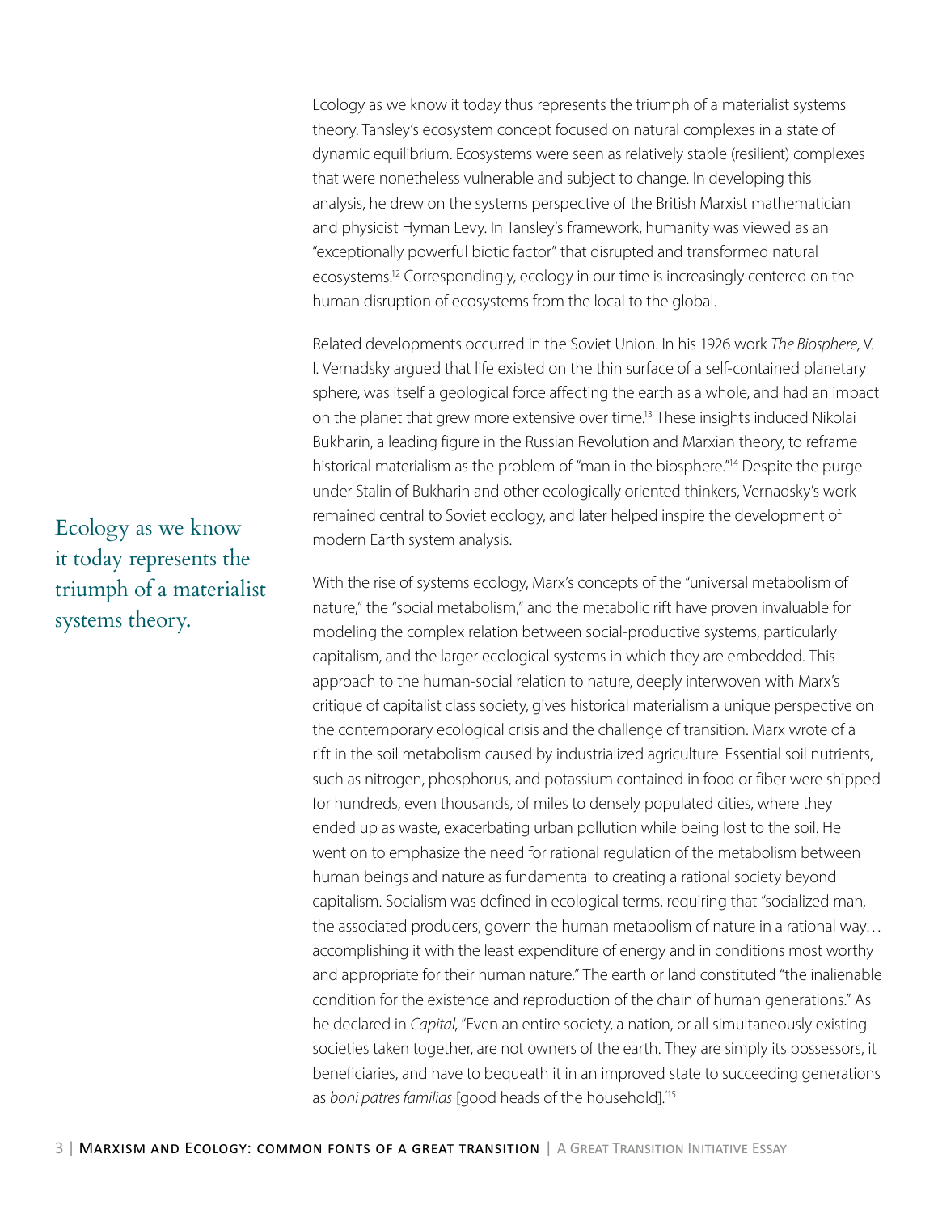Ecology as we know it today thus represents the triumph of a materialist systems theory. Tansley's ecosystem concept focused on natural complexes in a state of dynamic equilibrium. Ecosystems were seen as relatively stable (resilient) complexes that were nonetheless vulnerable and subject to change. In developing this analysis, he drew on the systems perspective of the British Marxist mathematician and physicist Hyman Levy. In Tansley's framework, humanity was viewed as an "exceptionally powerful biotic factor" that disrupted and transformed natural ecosystems.[12] Correspondingly, ecology in our time is increasingly centered on the human disruption of ecosystems from the local to the global.

Related developments occurred in the Soviet Union. In his 1926 work *The Biosphere*, V. I. Vernadsky argued that life existed on the thin surface of a self-contained planetary sphere, was itself a geological force affecting the earth as a whole, and had an impact on the planet that grew more extensive over time.[13] These insights induced Nikolai Bukharin, a leading figure in the Russian Revolution and Marxian theory, to reframe historical materialism as the problem of "man in the biosphere."[14] Despite the purge under Stalin of Bukharin and other ecologically oriented thinkers, Vernadsky's work remained central to Soviet ecology, and later helped inspire the development of modern Earth system analysis.

> Ecology as we know it today represents the triumph of a materialist systems theory.

With the rise of systems ecology, Marx's concepts of the "universal metabolism of nature," the "social metabolism," and the metabolic rift have proven invaluable for modeling the complex relation between social-productive systems, particularly capitalism, and the larger ecological systems in which they are embedded. This approach to the human-social relation to nature, deeply interwoven with Marx's critique of capitalist class society, gives historical materialism a unique perspective on the contemporary ecological crisis and the challenge of transition. Marx wrote of a rift in the soil metabolism caused by industrialized agriculture. Essential soil nutrients, such as nitrogen, phosphorus, and potassium contained in food or fiber were shipped for hundreds, even thousands, of miles to densely populated cities, where they ended up as waste, exacerbating urban pollution while being lost to the soil. He went on to emphasize the need for rational regulation of the metabolism between human beings and nature as fundamental to creating a rational society beyond capitalism. Socialism was defined in ecological terms, requiring that "socialized man, the associated producers, govern the human metabolism of nature in a rational way… accomplishing it with the least expenditure of energy and in conditions most worthy and appropriate for their human nature." The earth or land constituted "the inalienable condition for the existence and reproduction of the chain of human generations." As he declared in *Capital*, "Even an entire society, a nation, or all simultaneously existing societies taken together, are not owners of the earth. They are simply its possessors, it beneficiaries, and have to bequeath it in an improved state to succeeding generations as *boni patres familias* [good heads of the household]."[15]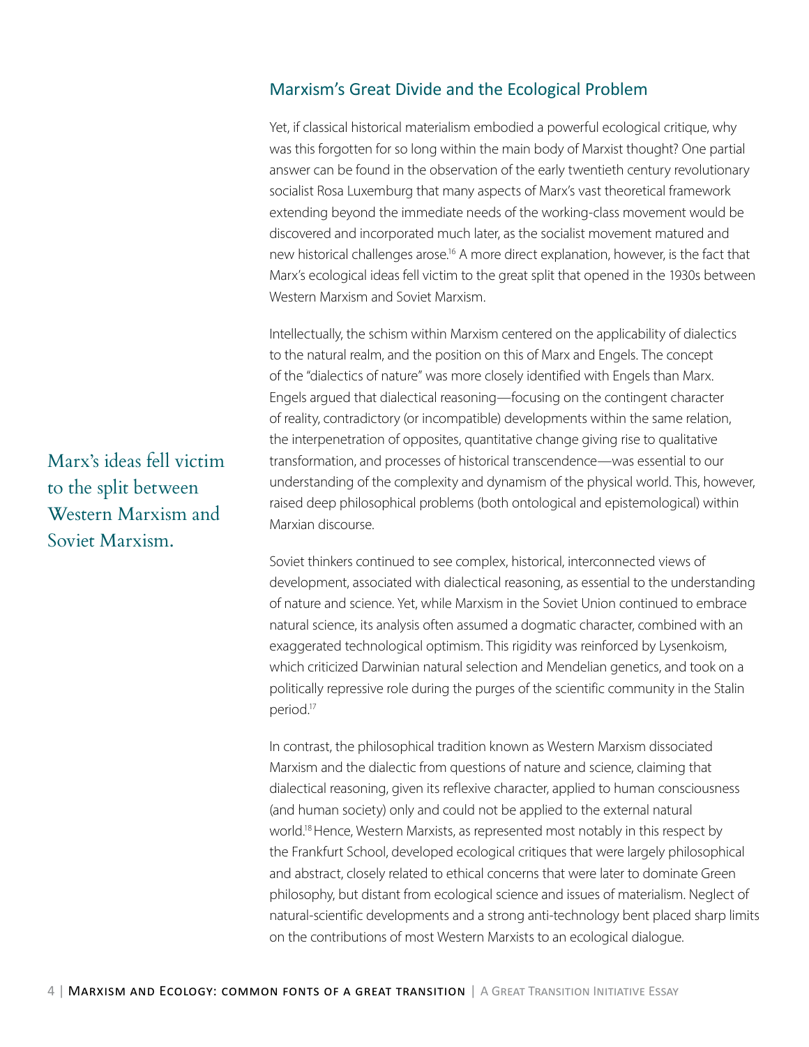## Marxism's Great Divide and the Ecological Problem

Yet, if classical historical materialism embodied a powerful ecological critique, why was this forgotten for so long within the main body of Marxist thought? One partial answer can be found in the observation of the early twentieth century revolutionary socialist Rosa Luxemburg that many aspects of Marx's vast theoretical framework extending beyond the immediate needs of the working-class movement would be discovered and incorporated much later, as the socialist movement matured and new historical challenges arose.[16] A more direct explanation, however, is the fact that Marx's ecological ideas fell victim to the great split that opened in the 1930s between Western Marxism and Soviet Marxism.

Intellectually, the schism within Marxism centered on the applicability of dialectics to the natural realm, and the position on this of Marx and Engels. The concept of the "dialectics of nature" was more closely identified with Engels than Marx. Engels argued that dialectical reasoning—focusing on the contingent character of reality, contradictory (or incompatible) developments within the same relation, the interpenetration of opposites, quantitative change giving rise to qualitative transformation, and processes of historical transcendence—was essential to our understanding of the complexity and dynamism of the physical world. This, however, raised deep philosophical problems (both ontological and epistemological) within Marxian discourse.

> Marx's ideas fell victim to the split between Western Marxism and Soviet Marxism.

Soviet thinkers continued to see complex, historical, interconnected views of development, associated with dialectical reasoning, as essential to the understanding of nature and science. Yet, while Marxism in the Soviet Union continued to embrace natural science, its analysis often assumed a dogmatic character, combined with an exaggerated technological optimism. This rigidity was reinforced by Lysenkoism, which criticized Darwinian natural selection and Mendelian genetics, and took on a politically repressive role during the purges of the scientific community in the Stalin period.[17]

In contrast, the philosophical tradition known as Western Marxism dissociated Marxism and the dialectic from questions of nature and science, claiming that dialectical reasoning, given its reflexive character, applied to human consciousness (and human society) only and could not be applied to the external natural world.[18] Hence, Western Marxists, as represented most notably in this respect by the Frankfurt School, developed ecological critiques that were largely philosophical and abstract, closely related to ethical concerns that were later to dominate Green philosophy, but distant from ecological science and issues of materialism. Neglect of natural-scientific developments and a strong anti-technology bent placed sharp limits on the contributions of most Western Marxists to an ecological dialogue.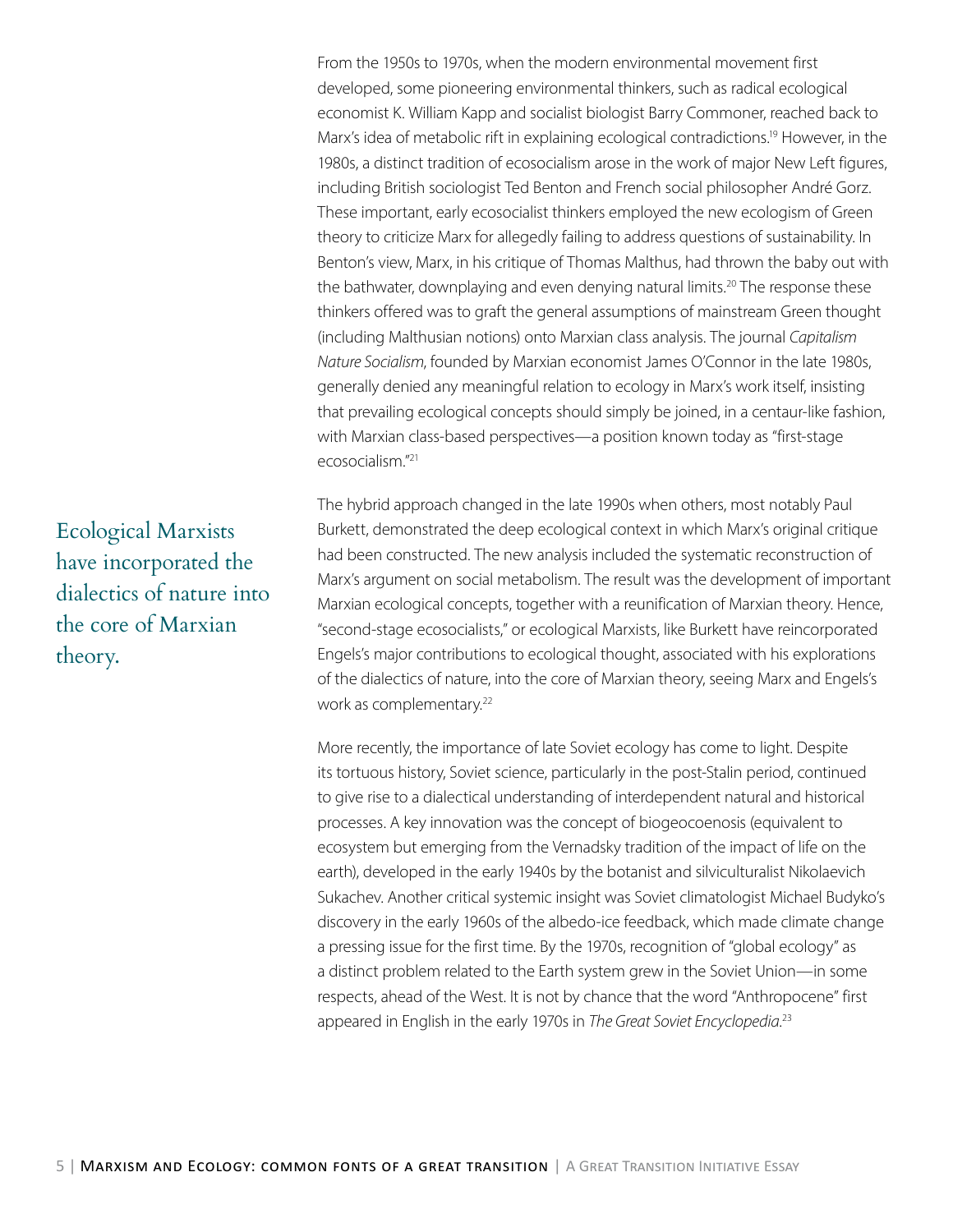From the 1950s to 1970s, when the modern environmental movement first developed, some pioneering environmental thinkers, such as radical ecological economist K. William Kapp and socialist biologist Barry Commoner, reached back to Marx's idea of metabolic rift in explaining ecological contradictions.[19] However, in the 1980s, a distinct tradition of ecosocialism arose in the work of major New Left figures, including British sociologist Ted Benton and French social philosopher André Gorz. These important, early ecosocialist thinkers employed the new ecologism of Green theory to criticize Marx for allegedly failing to address questions of sustainability. In Benton's view, Marx, in his critique of Thomas Malthus, had thrown the baby out with the bathwater, downplaying and even denying natural limits.[20] The response these thinkers offered was to graft the general assumptions of mainstream Green thought (including Malthusian notions) onto Marxian class analysis. The journal *Capitalism Nature Socialism*, founded by Marxian economist James O'Connor in the late 1980s, generally denied any meaningful relation to ecology in Marx's work itself, insisting that prevailing ecological concepts should simply be joined, in a centaur-like fashion, with Marxian class-based perspectives—a position known today as "first-stage ecosocialism."[21]

The hybrid approach changed in the late 1990s when others, most notably Paul Burkett, demonstrated the deep ecological context in which Marx's original critique had been constructed. The new analysis included the systematic reconstruction of Marx's argument on social metabolism. The result was the development of important Marxian ecological concepts, together with a reunification of Marxian theory. Hence, "second-stage ecosocialists," or ecological Marxists, like Burkett have reincorporated Engels's major contributions to ecological thought, associated with his explorations of the dialectics of nature, into the core of Marxian theory, seeing Marx and Engels's work as complementary.[22]

> Ecological Marxists have incorporated the dialectics of nature into the core of Marxian theory.

More recently, the importance of late Soviet ecology has come to light. Despite its tortuous history, Soviet science, particularly in the post-Stalin period, continued to give rise to a dialectical understanding of interdependent natural and historical processes. A key innovation was the concept of biogeocoenosis (equivalent to ecosystem but emerging from the Vernadsky tradition of the impact of life on the earth), developed in the early 1940s by the botanist and silviculturalist Nikolaevich Sukachev. Another critical systemic insight was Soviet climatologist Michael Budyko's discovery in the early 1960s of the albedo-ice feedback, which made climate change a pressing issue for the first time. By the 1970s, recognition of "global ecology" as a distinct problem related to the Earth system grew in the Soviet Union—in some respects, ahead of the West. It is not by chance that the word "Anthropocene" first appeared in English in the early 1970s in *The Great Soviet Encyclopedia*.[23]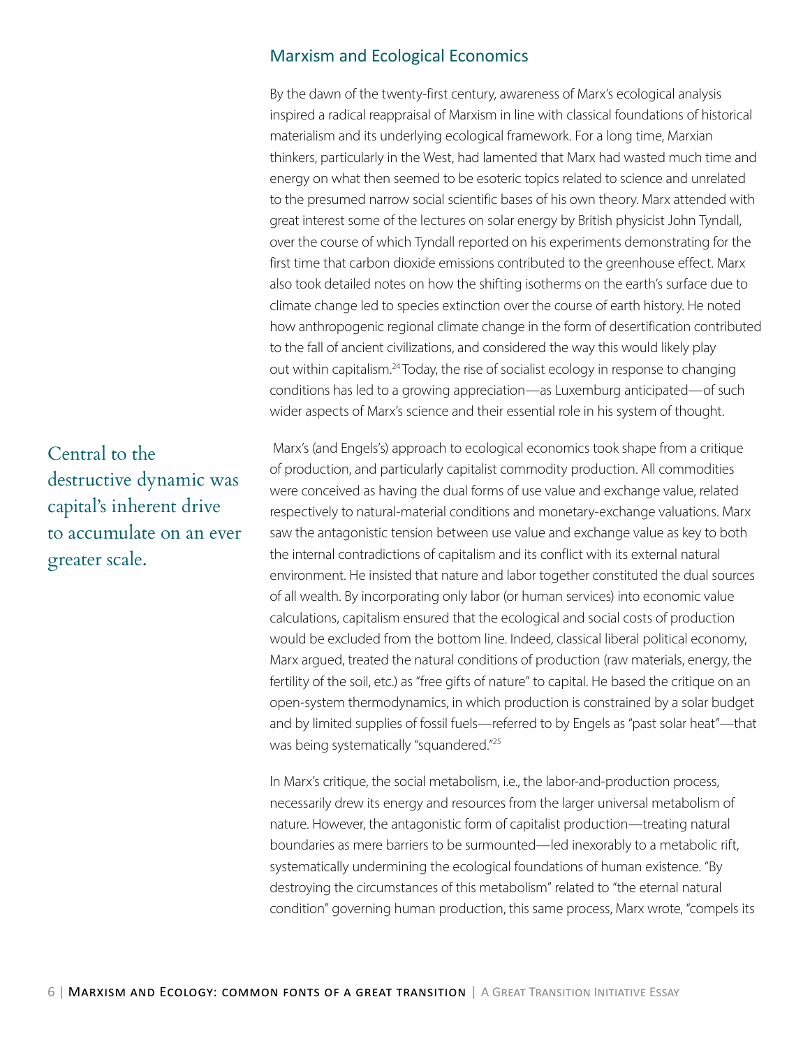## Marxism and Ecological Economics

By the dawn of the twenty-first century, awareness of Marx's ecological analysis inspired a radical reappraisal of Marxism in line with classical foundations of historical materialism and its underlying ecological framework. For a long time, Marxian thinkers, particularly in the West, had lamented that Marx had wasted much time and energy on what then seemed to be esoteric topics related to science and unrelated to the presumed narrow social scientific bases of his own theory. Marx attended with great interest some of the lectures on solar energy by British physicist John Tyndall, over the course of which Tyndall reported on his experiments demonstrating for the first time that carbon dioxide emissions contributed to the greenhouse effect. Marx also took detailed notes on how the shifting isotherms on the earth's surface due to climate change led to species extinction over the course of earth history. He noted how anthropogenic regional climate change in the form of desertification contributed to the fall of ancient civilizations, and considered the way this would likely play out within capitalism.[24] Today, the rise of socialist ecology in response to changing conditions has led to a growing appreciation—as Luxemburg anticipated—of such wider aspects of Marx's science and their essential role in his system of thought.

> Central to the destructive dynamic was capital's inherent drive to accumulate on an ever greater scale.

Marx's (and Engels's) approach to ecological economics took shape from a critique of production, and particularly capitalist commodity production. All commodities were conceived as having the dual forms of use value and exchange value, related respectively to natural-material conditions and monetary-exchange valuations. Marx saw the antagonistic tension between use value and exchange value as key to both the internal contradictions of capitalism and its conflict with its external natural environment. He insisted that nature and labor together constituted the dual sources of all wealth. By incorporating only labor (or human services) into economic value calculations, capitalism ensured that the ecological and social costs of production would be excluded from the bottom line. Indeed, classical liberal political economy, Marx argued, treated the natural conditions of production (raw materials, energy, the fertility of the soil, etc.) as "free gifts of nature" to capital. He based the critique on an open-system thermodynamics, in which production is constrained by a solar budget and by limited supplies of fossil fuels—referred to by Engels as "past solar heat"—that was being systematically "squandered."[25]

In Marx's critique, the social metabolism, i.e., the labor-and-production process, necessarily drew its energy and resources from the larger universal metabolism of nature. However, the antagonistic form of capitalist production—treating natural boundaries as mere barriers to be surmounted—led inexorably to a metabolic rift, systematically undermining the ecological foundations of human existence. "By destroying the circumstances of this metabolism" related to "the eternal natural condition" governing human production, this same process, Marx wrote, "compels its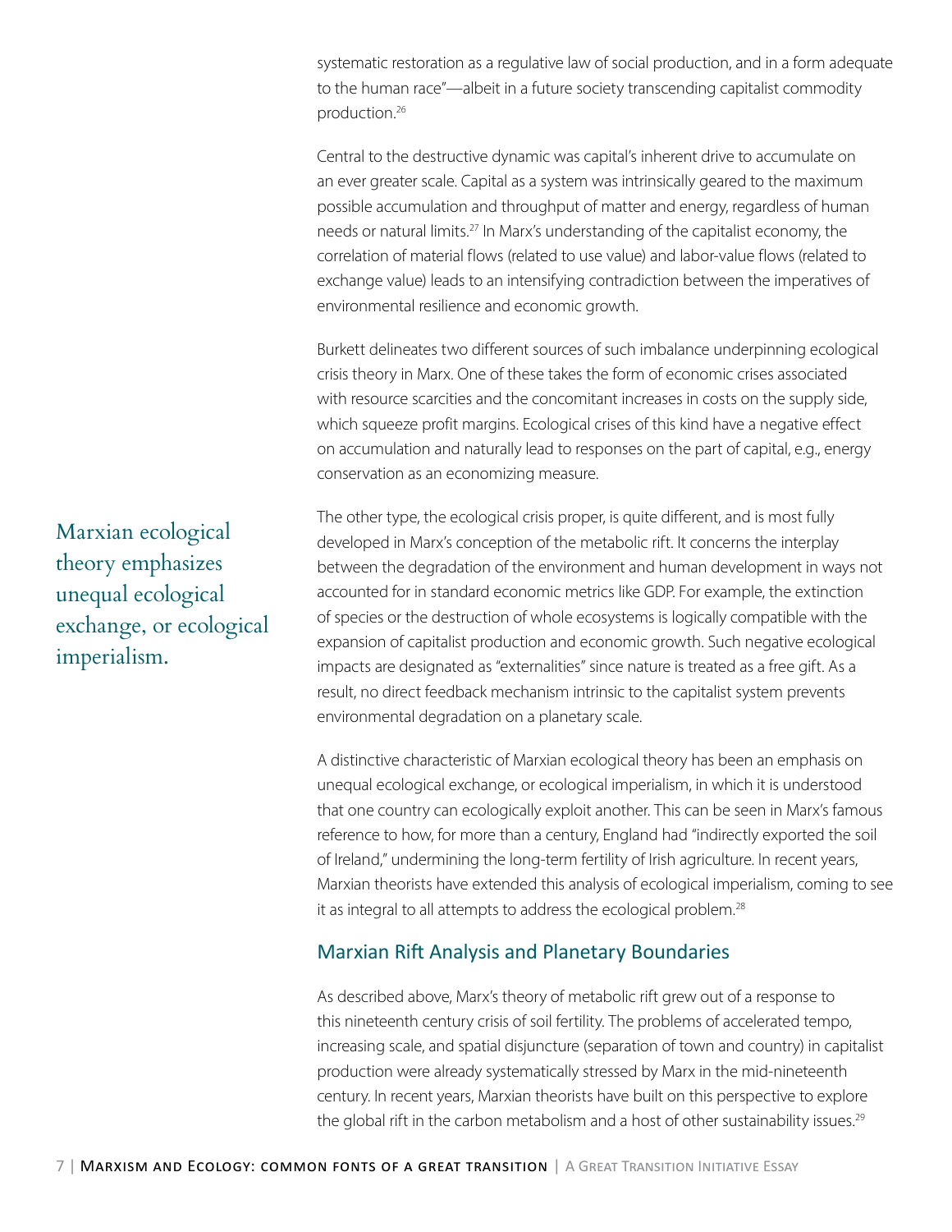systematic restoration as a regulative law of social production, and in a form adequate to the human race"—albeit in a future society transcending capitalist commodity production.[26]

Central to the destructive dynamic was capital's inherent drive to accumulate on an ever greater scale. Capital as a system was intrinsically geared to the maximum possible accumulation and throughput of matter and energy, regardless of human needs or natural limits.[27] In Marx's understanding of the capitalist economy, the correlation of material flows (related to use value) and labor-value flows (related to exchange value) leads to an intensifying contradiction between the imperatives of environmental resilience and economic growth.

Burkett delineates two different sources of such imbalance underpinning ecological crisis theory in Marx. One of these takes the form of economic crises associated with resource scarcities and the concomitant increases in costs on the supply side, which squeeze profit margins. Ecological crises of this kind have a negative effect on accumulation and naturally lead to responses on the part of capital, e.g., energy conservation as an economizing measure.

The other type, the ecological crisis proper, is quite different, and is most fully developed in Marx's conception of the metabolic rift. It concerns the interplay between the degradation of the environment and human development in ways not accounted for in standard economic metrics like GDP. For example, the extinction of species or the destruction of whole ecosystems is logically compatible with the expansion of capitalist production and economic growth. Such negative ecological impacts are designated as "externalities" since nature is treated as a free gift. As a result, no direct feedback mechanism intrinsic to the capitalist system prevents environmental degradation on a planetary scale.

> Marxian ecological theory emphasizes unequal ecological exchange, or ecological imperialism.

A distinctive characteristic of Marxian ecological theory has been an emphasis on unequal ecological exchange, or ecological imperialism, in which it is understood that one country can ecologically exploit another. This can be seen in Marx's famous reference to how, for more than a century, England had "indirectly exported the soil of Ireland," undermining the long-term fertility of Irish agriculture. In recent years, Marxian theorists have extended this analysis of ecological imperialism, coming to see it as integral to all attempts to address the ecological problem.[28]

## Marxian Rift Analysis and Planetary Boundaries

As described above, Marx's theory of metabolic rift grew out of a response to this nineteenth century crisis of soil fertility. The problems of accelerated tempo, increasing scale, and spatial disjuncture (separation of town and country) in capitalist production were already systematically stressed by Marx in the mid-nineteenth century. In recent years, Marxian theorists have built on this perspective to explore the global rift in the carbon metabolism and a host of other sustainability issues.[29]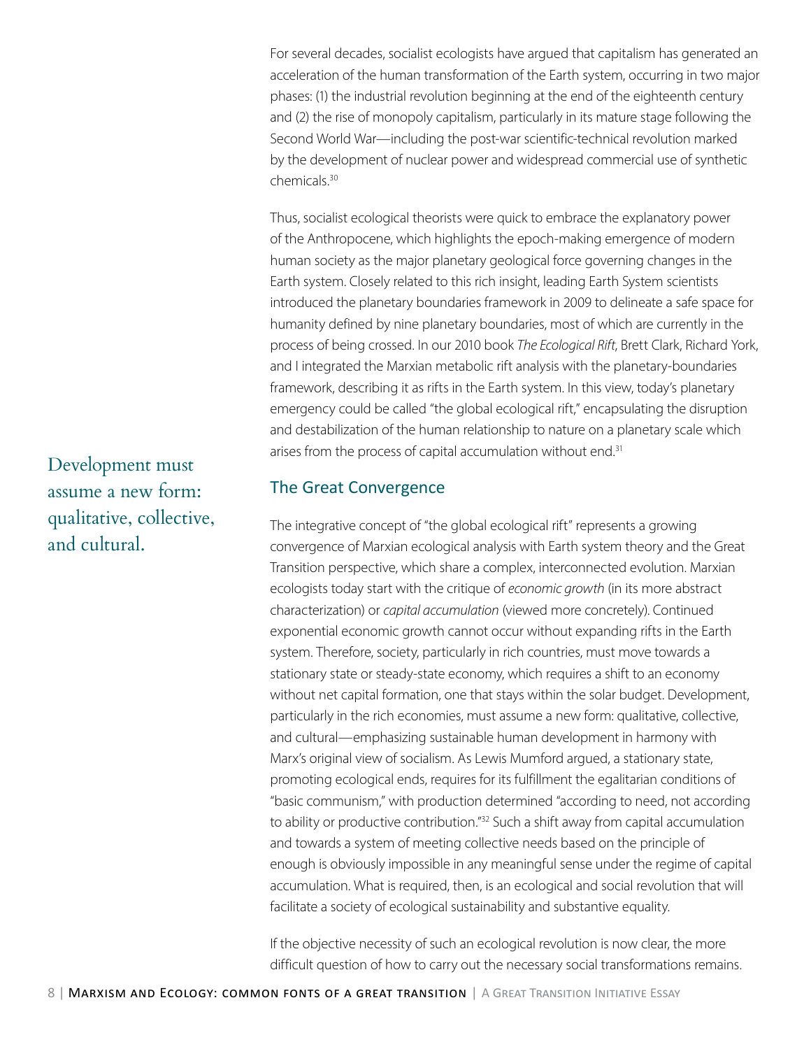For several decades, socialist ecologists have argued that capitalism has generated an acceleration of the human transformation of the Earth system, occurring in two major phases: (1) the industrial revolution beginning at the end of the eighteenth century and (2) the rise of monopoly capitalism, particularly in its mature stage following the Second World War—including the post-war scientific-technical revolution marked by the development of nuclear power and widespread commercial use of synthetic chemicals.[30]

Thus, socialist ecological theorists were quick to embrace the explanatory power of the Anthropocene, which highlights the epoch-making emergence of modern human society as the major planetary geological force governing changes in the Earth system. Closely related to this rich insight, leading Earth System scientists introduced the planetary boundaries framework in 2009 to delineate a safe space for humanity defined by nine planetary boundaries, most of which are currently in the process of being crossed. In our 2010 book *The Ecological Rift*, Brett Clark, Richard York, and I integrated the Marxian metabolic rift analysis with the planetary-boundaries framework, describing it as rifts in the Earth system. In this view, today's planetary emergency could be called "the global ecological rift," encapsulating the disruption and destabilization of the human relationship to nature on a planetary scale which arises from the process of capital accumulation without end.[31]

> Development must assume a new form: qualitative, collective, and cultural.

## The Great Convergence

The integrative concept of "the global ecological rift" represents a growing convergence of Marxian ecological analysis with Earth system theory and the Great Transition perspective, which share a complex, interconnected evolution. Marxian ecologists today start with the critique of *economic growth* (in its more abstract characterization) or *capital accumulation* (viewed more concretely). Continued exponential economic growth cannot occur without expanding rifts in the Earth system. Therefore, society, particularly in rich countries, must move towards a stationary state or steady-state economy, which requires a shift to an economy without net capital formation, one that stays within the solar budget. Development, particularly in the rich economies, must assume a new form: qualitative, collective, and cultural—emphasizing sustainable human development in harmony with Marx's original view of socialism. As Lewis Mumford argued, a stationary state, promoting ecological ends, requires for its fulfillment the egalitarian conditions of "basic communism," with production determined "according to need, not according to ability or productive contribution."[32] Such a shift away from capital accumulation and towards a system of meeting collective needs based on the principle of enough is obviously impossible in any meaningful sense under the regime of capital accumulation. What is required, then, is an ecological and social revolution that will facilitate a society of ecological sustainability and substantive equality.

If the objective necessity of such an ecological revolution is now clear, the more difficult question of how to carry out the necessary social transformations remains.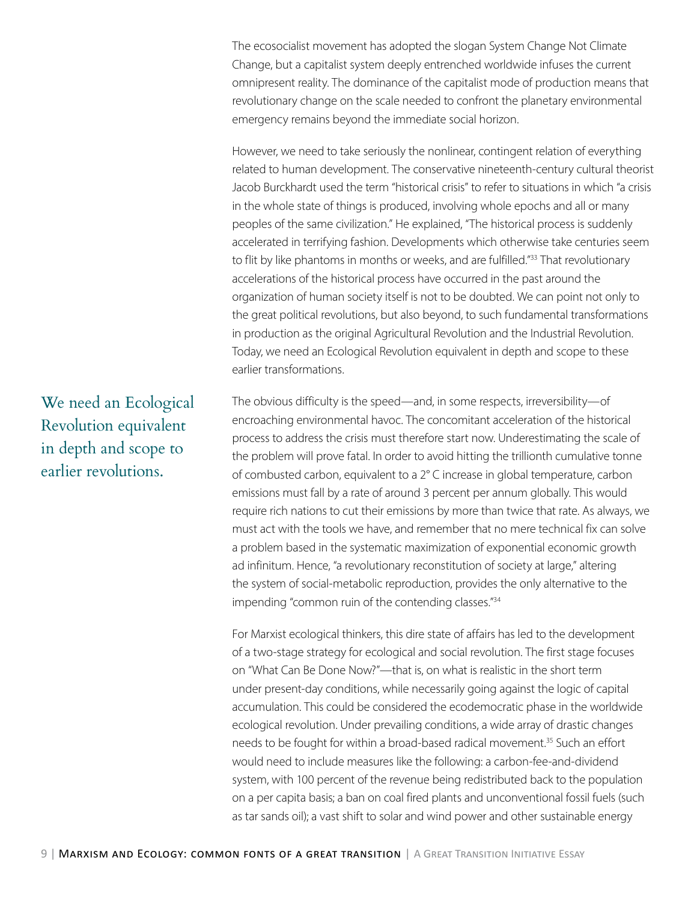The ecosocialist movement has adopted the slogan System Change Not Climate Change, but a capitalist system deeply entrenched worldwide infuses the current omnipresent reality. The dominance of the capitalist mode of production means that revolutionary change on the scale needed to confront the planetary environmental emergency remains beyond the immediate social horizon.

However, we need to take seriously the nonlinear, contingent relation of everything related to human development. The conservative nineteenth-century cultural theorist Jacob Burckhardt used the term "historical crisis" to refer to situations in which "a crisis in the whole state of things is produced, involving whole epochs and all or many peoples of the same civilization." He explained, "The historical process is suddenly accelerated in terrifying fashion. Developments which otherwise take centuries seem to flit by like phantoms in months or weeks, and are fulfilled."[33] That revolutionary accelerations of the historical process have occurred in the past around the organization of human society itself is not to be doubted. We can point not only to the great political revolutions, but also beyond, to such fundamental transformations in production as the original Agricultural Revolution and the Industrial Revolution. Today, we need an Ecological Revolution equivalent in depth and scope to these earlier transformations.

> We need an Ecological Revolution equivalent in depth and scope to earlier revolutions.

The obvious difficulty is the speed—and, in some respects, irreversibility—of encroaching environmental havoc. The concomitant acceleration of the historical process to address the crisis must therefore start now. Underestimating the scale of the problem will prove fatal. In order to avoid hitting the trillionth cumulative tonne of combusted carbon, equivalent to a 2° C increase in global temperature, carbon emissions must fall by a rate of around 3 percent per annum globally. This would require rich nations to cut their emissions by more than twice that rate. As always, we must act with the tools we have, and remember that no mere technical fix can solve a problem based in the systematic maximization of exponential economic growth ad infinitum. Hence, "a revolutionary reconstitution of society at large," altering the system of social-metabolic reproduction, provides the only alternative to the impending "common ruin of the contending classes."[34]

For Marxist ecological thinkers, this dire state of affairs has led to the development of a two-stage strategy for ecological and social revolution. The first stage focuses on "What Can Be Done Now?"—that is, on what is realistic in the short term under present-day conditions, while necessarily going against the logic of capital accumulation. This could be considered the ecodemocratic phase in the worldwide ecological revolution. Under prevailing conditions, a wide array of drastic changes needs to be fought for within a broad-based radical movement.[35] Such an effort would need to include measures like the following: a carbon-fee-and-dividend system, with 100 percent of the revenue being redistributed back to the population on a per capita basis; a ban on coal fired plants and unconventional fossil fuels (such as tar sands oil); a vast shift to solar and wind power and other sustainable energy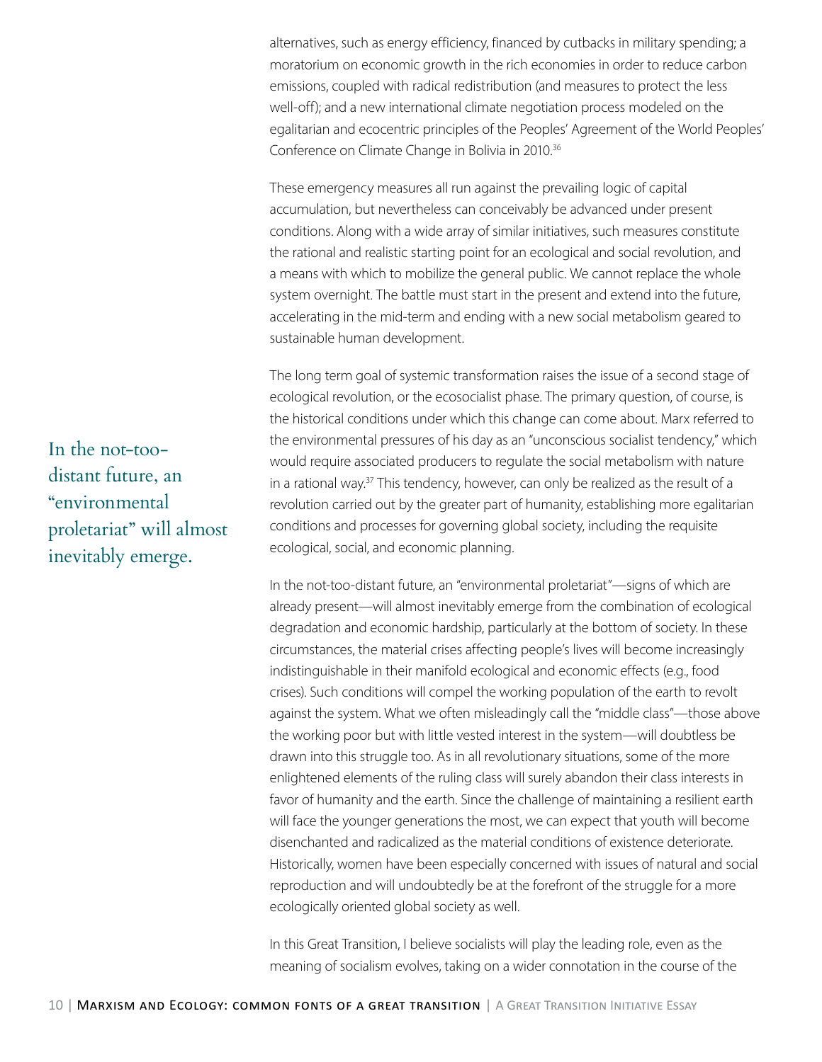alternatives, such as energy efficiency, financed by cutbacks in military spending; a moratorium on economic growth in the rich economies in order to reduce carbon emissions, coupled with radical redistribution (and measures to protect the less well-off); and a new international climate negotiation process modeled on the egalitarian and ecocentric principles of the Peoples' Agreement of the World Peoples' Conference on Climate Change in Bolivia in 2010.[36]

These emergency measures all run against the prevailing logic of capital accumulation, but nevertheless can conceivably be advanced under present conditions. Along with a wide array of similar initiatives, such measures constitute the rational and realistic starting point for an ecological and social revolution, and a means with which to mobilize the general public. We cannot replace the whole system overnight. The battle must start in the present and extend into the future, accelerating in the mid-term and ending with a new social metabolism geared to sustainable human development.

The long term goal of systemic transformation raises the issue of a second stage of ecological revolution, or the ecosocialist phase. The primary question, of course, is the historical conditions under which this change can come about. Marx referred to the environmental pressures of his day as an "unconscious socialist tendency," which would require associated producers to regulate the social metabolism with nature in a rational way.[37] This tendency, however, can only be realized as the result of a revolution carried out by the greater part of humanity, establishing more egalitarian conditions and processes for governing global society, including the requisite ecological, social, and economic planning.

> In the not-too-distant future, an "environmental proletariat" will almost inevitably emerge.

In the not-too-distant future, an "environmental proletariat"—signs of which are already present—will almost inevitably emerge from the combination of ecological degradation and economic hardship, particularly at the bottom of society. In these circumstances, the material crises affecting people's lives will become increasingly indistinguishable in their manifold ecological and economic effects (e.g., food crises). Such conditions will compel the working population of the earth to revolt against the system. What we often misleadingly call the "middle class"—those above the working poor but with little vested interest in the system—will doubtless be drawn into this struggle too. As in all revolutionary situations, some of the more enlightened elements of the ruling class will surely abandon their class interests in favor of humanity and the earth. Since the challenge of maintaining a resilient earth will face the younger generations the most, we can expect that youth will become disenchanted and radicalized as the material conditions of existence deteriorate. Historically, women have been especially concerned with issues of natural and social reproduction and will undoubtedly be at the forefront of the struggle for a more ecologically oriented global society as well.

In this Great Transition, I believe socialists will play the leading role, even as the meaning of socialism evolves, taking on a wider connotation in the course of the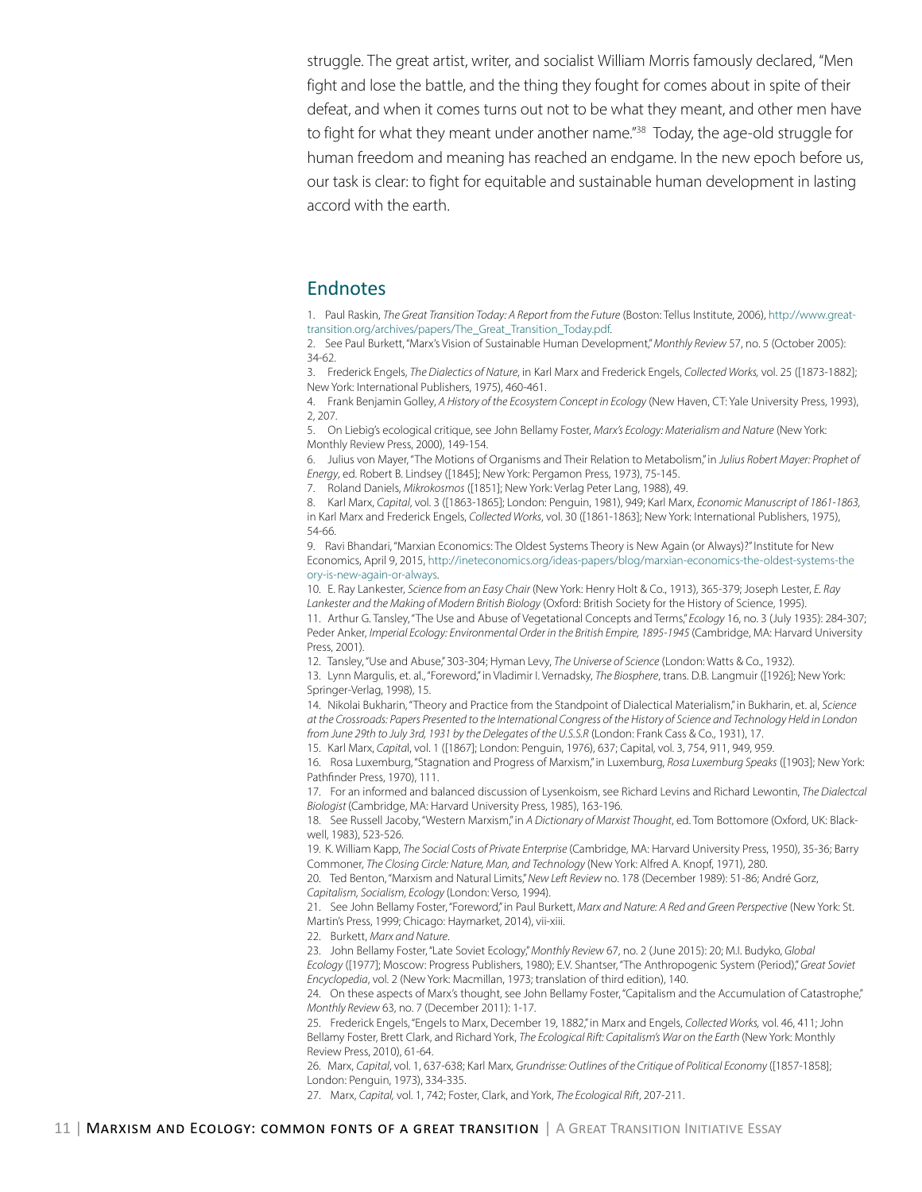struggle. The great artist, writer, and socialist William Morris famously declared, "Men fight and lose the battle, and the thing they fought for comes about in spite of their defeat, and when it comes turns out not to be what they meant, and other men have to fight for what they meant under another name."[38] Today, the age-old struggle for human freedom and meaning has reached an endgame. In the new epoch before us, our task is clear: to fight for equitable and sustainable human development in lasting accord with the earth.

## Endnotes

1. Paul Raskin, *The Great Transition Today: A Report from the Future* (Boston: Tellus Institute, 2006), http://www.great-transition.org/archives/papers/The_Great_Transition_Today.pdf.
2. See Paul Burkett, "Marx's Vision of Sustainable Human Development," *Monthly Review* 57, no. 5 (October 2005): 34-62.
3. Frederick Engels, *The Dialectics of Nature*, in Karl Marx and Frederick Engels, *Collected Works*, vol. 25 ([1873-1882]; New York: International Publishers, 1975), 460-461.
4. Frank Benjamin Golley, *A History of the Ecosystem Concept in Ecology* (New Haven, CT: Yale University Press, 1993), 2, 207.
5. On Liebig's ecological critique, see John Bellamy Foster, *Marx's Ecology: Materialism and Nature* (New York: Monthly Review Press, 2000), 149-154.
6. Julius von Mayer, "The Motions of Organisms and Their Relation to Metabolism," in *Julius Robert Mayer: Prophet of Energy*, ed. Robert B. Lindsey ([1845]; New York: Pergamon Press, 1973), 75-145.
7. Roland Daniels, *Mikrokosmos* ([1851]; New York: Verlag Peter Lang, 1988), 49.
8. Karl Marx, *Capital*, vol. 3 ([1863-1865]; London: Penguin, 1981), 949; Karl Marx, *Economic Manuscript of 1861-1863*, in Karl Marx and Frederick Engels, *Collected Works*, vol. 30 ([1861-1863]; New York: International Publishers, 1975), 54-66.
9. Ravi Bhandari, "Marxian Economics: The Oldest Systems Theory is New Again (or Always)?" Institute for New Economics, April 9, 2015, http://ineteconomics.org/ideas-papers/blog/marxian-economics-the-oldest-systems-theory-is-new-again-or-always.
10. E. Ray Lankester, *Science from an Easy Chair* (New York: Henry Holt & Co., 1913), 365-379; Joseph Lester, *E. Ray Lankester and the Making of Modern British Biology* (Oxford: British Society for the History of Science, 1995).
11. Arthur G. Tansley, "The Use and Abuse of Vegetational Concepts and Terms," *Ecology* 16, no. 3 (July 1935): 284-307; Peder Anker, *Imperial Ecology: Environmental Order in the British Empire, 1895-1945* (Cambridge, MA: Harvard University Press, 2001).
12. Tansley, "Use and Abuse," 303-304; Hyman Levy, *The Universe of Science* (London: Watts & Co., 1932).
13. Lynn Margulis, et. al., "Foreword," in Vladimir I. Vernadsky, *The Biosphere*, trans. D.B. Langmuir ([1926]; New York: Springer-Verlag, 1998), 15.
14. Nikolai Bukharin, "Theory and Practice from the Standpoint of Dialectical Materialism," in Bukharin, et. al, *Science at the Crossroads: Papers Presented to the International Congress of the History of Science and Technology Held in London from June 29th to July 3rd, 1931 by the Delegates of the U.S.S.R* (London: Frank Cass & Co., 1931), 17.
15. Karl Marx, *Capital*, vol. 1 ([1867]; London: Penguin, 1976), 637; Capital, vol. 3, 754, 911, 949, 959.
16. Rosa Luxemburg, "Stagnation and Progress of Marxism," in Luxemburg, *Rosa Luxemburg Speaks* ([1903]; New York: Pathfinder Press, 1970), 111.
17. For an informed and balanced discussion of Lysenkoism, see Richard Levins and Richard Lewontin, *The Dialectcal Biologist* (Cambridge, MA: Harvard University Press, 1985), 163-196.
18. See Russell Jacoby, "Western Marxism," in *A Dictionary of Marxist Thought*, ed. Tom Bottomore (Oxford, UK: Blackwell, 1983), 523-526.
19. K. William Kapp, *The Social Costs of Private Enterprise* (Cambridge, MA: Harvard University Press, 1950), 35-36; Barry Commoner, *The Closing Circle: Nature, Man, and Technology* (New York: Alfred A. Knopf, 1971), 280.
20. Ted Benton, "Marxism and Natural Limits," *New Left Review* no. 178 (December 1989): 51-86; André Gorz, *Capitalism, Socialism, Ecology* (London: Verso, 1994).
21. See John Bellamy Foster, "Foreword," in Paul Burkett, *Marx and Nature: A Red and Green Perspective* (New York: St. Martin's Press, 1999; Chicago: Haymarket, 2014), vii-xiii.
22. Burkett, *Marx and Nature*.
23. John Bellamy Foster, "Late Soviet Ecology," *Monthly Review* 67, no. 2 (June 2015): 20; M.I. Budyko, *Global Ecology* ([1977]; Moscow: Progress Publishers, 1980); E.V. Shantser, "The Anthropogenic System (Period)," *Great Soviet Encyclopedia*, vol. 2 (New York: Macmillan, 1973; translation of third edition), 140.
24. On these aspects of Marx's thought, see John Bellamy Foster, "Capitalism and the Accumulation of Catastrophe," *Monthly Review* 63, no. 7 (December 2011): 1-17.
25. Frederick Engels, "Engels to Marx, December 19, 1882," in Marx and Engels, *Collected Works*, vol. 46, 411; John Bellamy Foster, Brett Clark, and Richard York, *The Ecological Rift: Capitalism's War on the Earth* (New York: Monthly Review Press, 2010), 61-64.
26. Marx, *Capital*, vol. 1, 637-638; Karl Marx, *Grundrisse: Outlines of the Critique of Political Economy* ([1857-1858]; London: Penguin, 1973), 334-335.
27. Marx, *Capital*, vol. 1, 742; Foster, Clark, and York, *The Ecological Rift*, 207-211.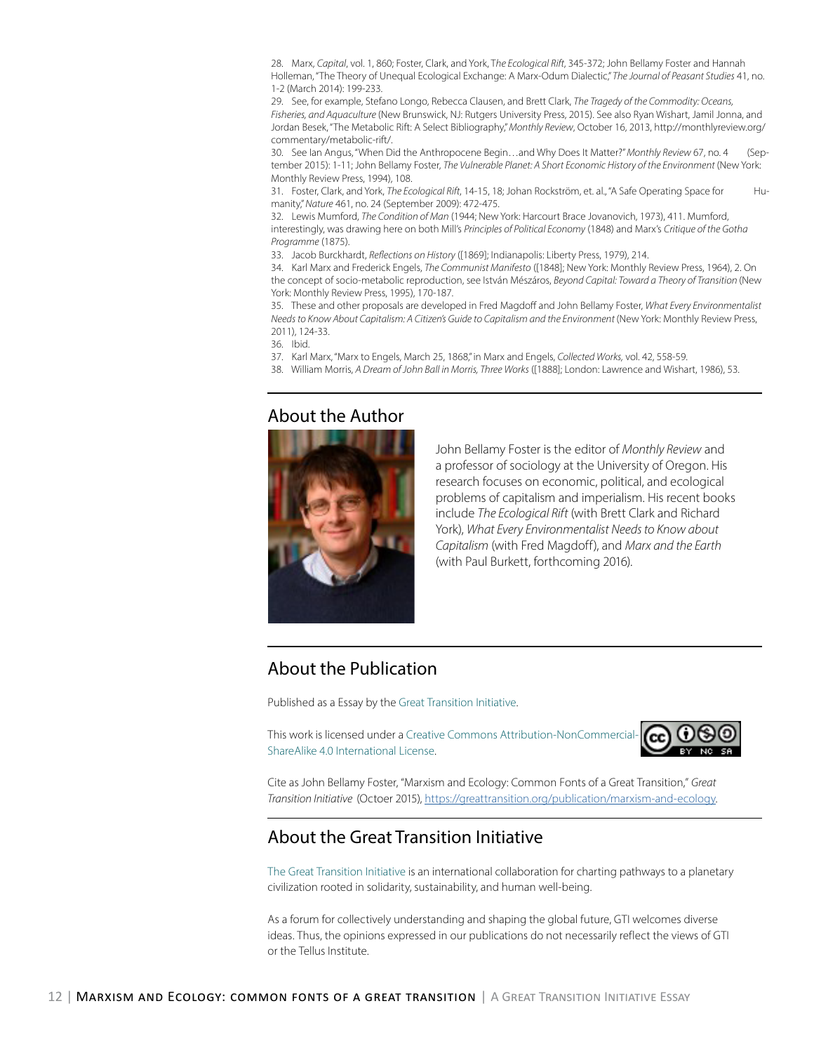28. Marx, *Capital*, vol. 1, 860; Foster, Clark, and York, T*he Ecological Rift*, 345-372; John Bellamy Foster and Hannah Holleman, "The Theory of Unequal Ecological Exchange: A Marx-Odum Dialectic," *The Journal of Peasant Studies* 41, no. 1-2 (March 2014): 199-233.

29. See, for example, Stefano Longo, Rebecca Clausen, and Brett Clark, *The Tragedy of the Commodity: Oceans, Fisheries, and Aquaculture* (New Brunswick, NJ: Rutgers University Press, 2015). See also Ryan Wishart, Jamil Jonna, and Jordan Besek, "The Metabolic Rift: A Select Bibliography," *Monthly Review*, October 16, 2013, http://monthlyreview.org/commentary/metabolic-rift/.

30. See Ian Angus, "When Did the Anthropocene Begin…and Why Does It Matter?" *Monthly Review* 67, no. 4 (September 2015): 1-11; John Bellamy Foster, *The Vulnerable Planet: A Short Economic History of the Environment* (New York: Monthly Review Press, 1994), 108.

31. Foster, Clark, and York, *The Ecological Rift*, 14-15, 18; Johan Rockström, et. al., "A Safe Operating Space for Humanity," *Nature* 461, no. 24 (September 2009): 472-475.

32. Lewis Mumford, *The Condition of Man* (1944; New York: Harcourt Brace Jovanovich, 1973), 411. Mumford, interestingly, was drawing here on both Mill's *Principles of Political Economy* (1848) and Marx's *Critique of the Gotha Programme* (1875).

33. Jacob Burckhardt, *Reflections on History* ([1869]; Indianapolis: Liberty Press, 1979), 214.

34. Karl Marx and Frederick Engels, *The Communist Manifesto* ([1848]; New York: Monthly Review Press, 1964), 2. On the concept of socio-metabolic reproduction, see István Mészáros, *Beyond Capital: Toward a Theory of Transition* (New York: Monthly Review Press, 1995), 170-187.

35. These and other proposals are developed in Fred Magdoff and John Bellamy Foster, *What Every Environmentalist Needs to Know About Capitalism: A Citizen's Guide to Capitalism and the Environment* (New York: Monthly Review Press, 2011), 124-33.

36. Ibid.

37. Karl Marx, "Marx to Engels, March 25, 1868," in Marx and Engels, *Collected Works*, vol. 42, 558-59.

38. William Morris, *A Dream of John Ball in Morris, Three Works* ([1888]; London: Lawrence and Wishart, 1986), 53.

## About the Author

John Bellamy Foster is the editor of *Monthly Review* and a professor of sociology at the University of Oregon. His research focuses on economic, political, and ecological problems of capitalism and imperialism. His recent books include *The Ecological Rift* (with Brett Clark and Richard York), *What Every Environmentalist Needs to Know about Capitalism* (with Fred Magdoff), and *Marx and the Earth* (with Paul Burkett, forthcoming 2016).

## About the Publication

Published as a Essay by the Great Transition Initiative.

This work is licensed under a Creative Commons Attribution-NonCommercial-ShareAlike 4.0 International License.

Cite as John Bellamy Foster, "Marxism and Ecology: Common Fonts of a Great Transition," *Great Transition Initiative* (Octoer 2015), https://greattransition.org/publication/marxism-and-ecology.

## About the Great Transition Initiative

The Great Transition Initiative is an international collaboration for charting pathways to a planetary civilization rooted in solidarity, sustainability, and human well-being.

As a forum for collectively understanding and shaping the global future, GTI welcomes diverse ideas. Thus, the opinions expressed in our publications do not necessarily reflect the views of GTI or the Tellus Institute.